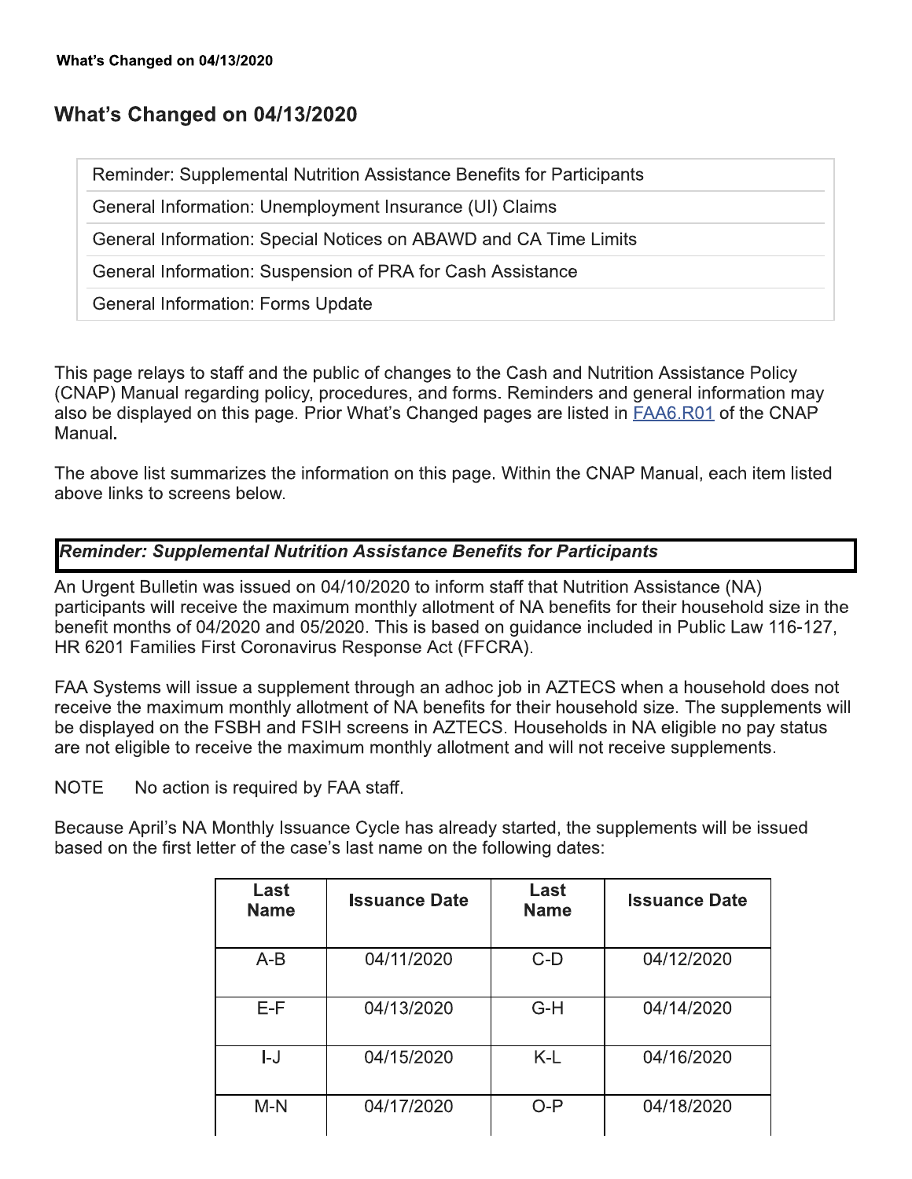# What's Changed on 04/13/2020

| |
|---|
| Reminder: Supplemental Nutrition Assistance Benefits for Participants |
| General Information: Unemployment Insurance (UI) Claims |
| General Information: Special Notices on ABAWD and CA Time Limits |
| General Information: Suspension of PRA for Cash Assistance |
| General Information: Forms Update |

This page relays to staff and the public of changes to the Cash and Nutrition Assistance Policy (CNAP) Manual regarding policy, procedures, and forms. Reminders and general information may also be displayed on this page. Prior What's Changed pages are listed in FAA6.R01 of the CNAP Manual.

The above list summarizes the information on this page. Within the CNAP Manual, each item listed above links to screens below.

## *Reminder: Supplemental Nutrition Assistance Benefits for Participants*

An Urgent Bulletin was issued on 04/10/2020 to inform staff that Nutrition Assistance (NA) participants will receive the maximum monthly allotment of NA benefits for their household size in the benefit months of 04/2020 and 05/2020. This is based on guidance included in Public Law 116-127, HR 6201 Families First Coronavirus Response Act (FFCRA).

FAA Systems will issue a supplement through an adhoc job in AZTECS when a household does not receive the maximum monthly allotment of NA benefits for their household size. The supplements will be displayed on the FSBH and FSIH screens in AZTECS. Households in NA eligible no pay status are not eligible to receive the maximum monthly allotment and will not receive supplements.

NOTE No action is required by FAA staff.

Because April's NA Monthly Issuance Cycle has already started, the supplements will be issued based on the first letter of the case's last name on the following dates:

| Last Name | Issuance Date | Last Name | Issuance Date |
|---|---|---|---|
| A-B | 04/11/2020 | C-D | 04/12/2020 |
| E-F | 04/13/2020 | G-H | 04/14/2020 |
| I-J | 04/15/2020 | K-L | 04/16/2020 |
| M-N | 04/17/2020 | O-P | 04/18/2020 |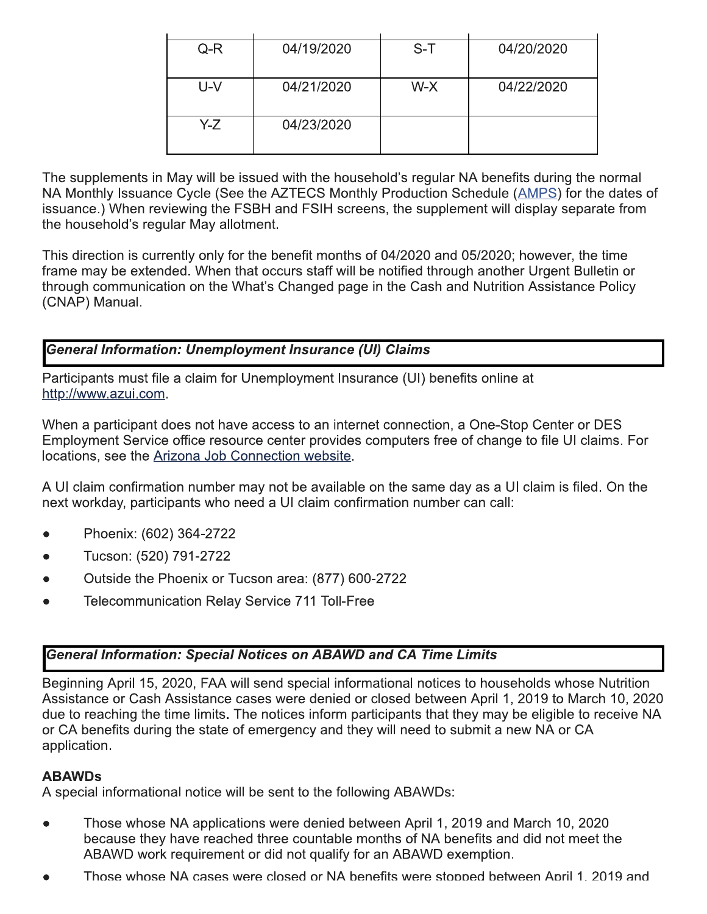| Q-R | 04/19/2020 | S-T | 04/20/2020 |
|---|---|---|---|
| U-V | 04/21/2020 | W-X | 04/22/2020 |
| Y-Z | 04/23/2020 | | |

The supplements in May will be issued with the household's regular NA benefits during the normal NA Monthly Issuance Cycle (See the AZTECS Monthly Production Schedule (AMPS) for the dates of issuance.) When reviewing the FSBH and FSIH screens, the supplement will display separate from the household's regular May allotment.

This direction is currently only for the benefit months of 04/2020 and 05/2020; however, the time frame may be extended. When that occurs staff will be notified through another Urgent Bulletin or through communication on the What's Changed page in the Cash and Nutrition Assistance Policy (CNAP) Manual.

### *General Information: Unemployment Insurance (UI) Claims*

Participants must file a claim for Unemployment Insurance (UI) benefits online at http://www.azui.com.

When a participant does not have access to an internet connection, a One-Stop Center or DES Employment Service office resource center provides computers free of change to file UI claims. For locations, see the Arizona Job Connection website.

A UI claim confirmation number may not be available on the same day as a UI claim is filed. On the next workday, participants who need a UI claim confirmation number can call:

- Phoenix: (602) 364-2722
- Tucson: (520) 791-2722
- Outside the Phoenix or Tucson area: (877) 600-2722
- Telecommunication Relay Service 711 Toll-Free

### *General Information: Special Notices on ABAWD and CA Time Limits*

Beginning April 15, 2020, FAA will send special informational notices to households whose Nutrition Assistance or Cash Assistance cases were denied or closed between April 1, 2019 to March 10, 2020 due to reaching the time limits. The notices inform participants that they may be eligible to receive NA or CA benefits during the state of emergency and they will need to submit a new NA or CA application.

**ABAWDs**

A special informational notice will be sent to the following ABAWDs:

- Those whose NA applications were denied between April 1, 2019 and March 10, 2020 because they have reached three countable months of NA benefits and did not meet the ABAWD work requirement or did not qualify for an ABAWD exemption.
- Those whose NA cases were closed or NA benefits were stopped between April 1, 2019 and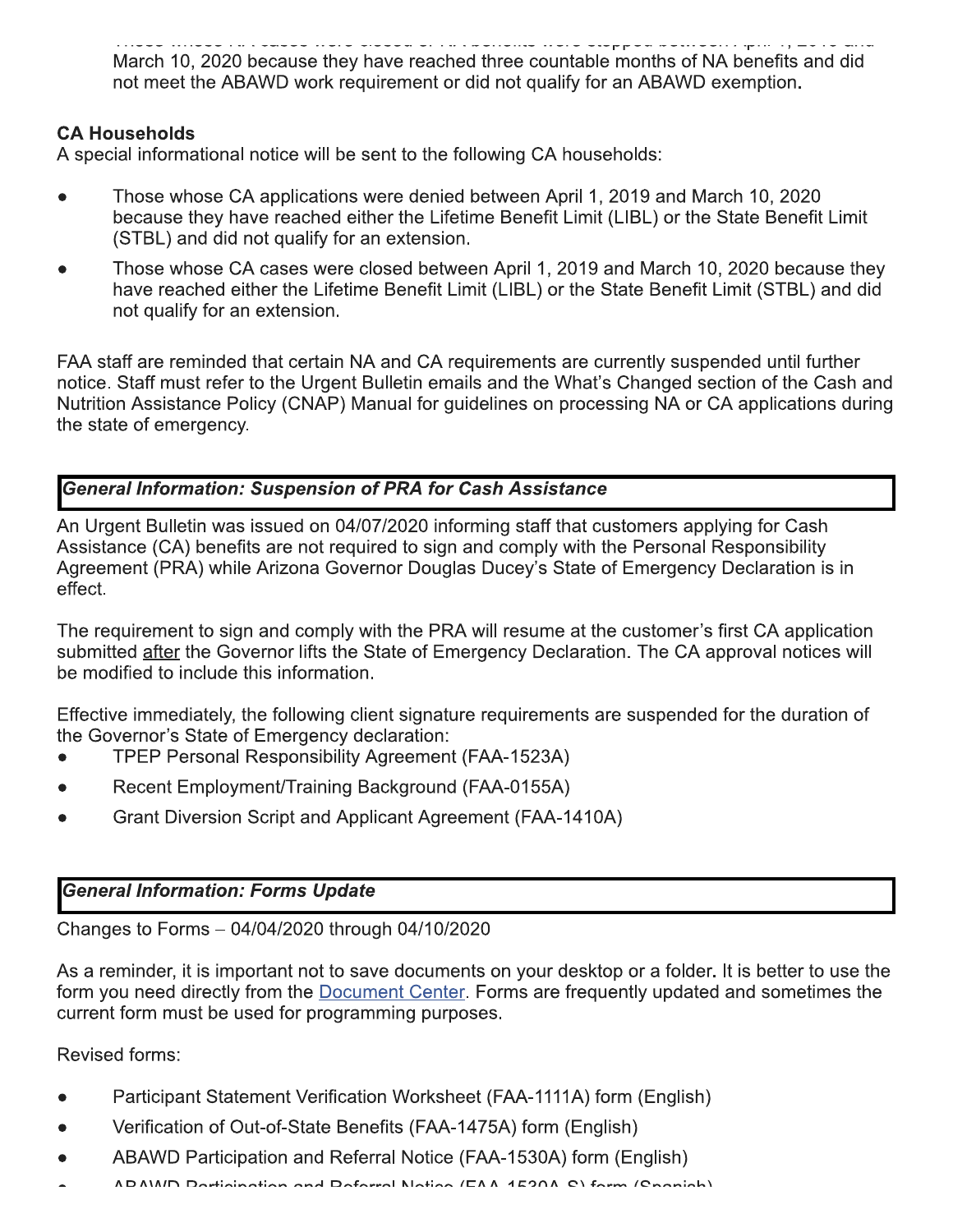March 10, 2020 because they have reached three countable months of NA benefits and did not meet the ABAWD work requirement or did not qualify for an ABAWD exemption.

**CA Households**

A special informational notice will be sent to the following CA households:

- Those whose CA applications were denied between April 1, 2019 and March 10, 2020 because they have reached either the Lifetime Benefit Limit (LIBL) or the State Benefit Limit (STBL) and did not qualify for an extension.
- Those whose CA cases were closed between April 1, 2019 and March 10, 2020 because they have reached either the Lifetime Benefit Limit (LIBL) or the State Benefit Limit (STBL) and did not qualify for an extension.

FAA staff are reminded that certain NA and CA requirements are currently suspended until further notice. Staff must refer to the Urgent Bulletin emails and the What's Changed section of the Cash and Nutrition Assistance Policy (CNAP) Manual for guidelines on processing NA or CA applications during the state of emergency.

### *General Information: Suspension of PRA for Cash Assistance*

An Urgent Bulletin was issued on 04/07/2020 informing staff that customers applying for Cash Assistance (CA) benefits are not required to sign and comply with the Personal Responsibility Agreement (PRA) while Arizona Governor Douglas Ducey's State of Emergency Declaration is in effect.

The requirement to sign and comply with the PRA will resume at the customer's first CA application submitted after the Governor lifts the State of Emergency Declaration. The CA approval notices will be modified to include this information.

Effective immediately, the following client signature requirements are suspended for the duration of the Governor's State of Emergency declaration:

- TPEP Personal Responsibility Agreement (FAA-1523A)
- Recent Employment/Training Background (FAA-0155A)
- Grant Diversion Script and Applicant Agreement (FAA-1410A)

### *General Information: Forms Update*

Changes to Forms – 04/04/2020 through 04/10/2020

As a reminder, it is important not to save documents on your desktop or a folder. It is better to use the form you need directly from the Document Center. Forms are frequently updated and sometimes the current form must be used for programming purposes.

Revised forms:

- Participant Statement Verification Worksheet (FAA-1111A) form (English)
- Verification of Out-of-State Benefits (FAA-1475A) form (English)
- ABAWD Participation and Referral Notice (FAA-1530A) form (English)
- ABAWD Participation and Referral Notice (FAA-1530A-S) form (Spanish)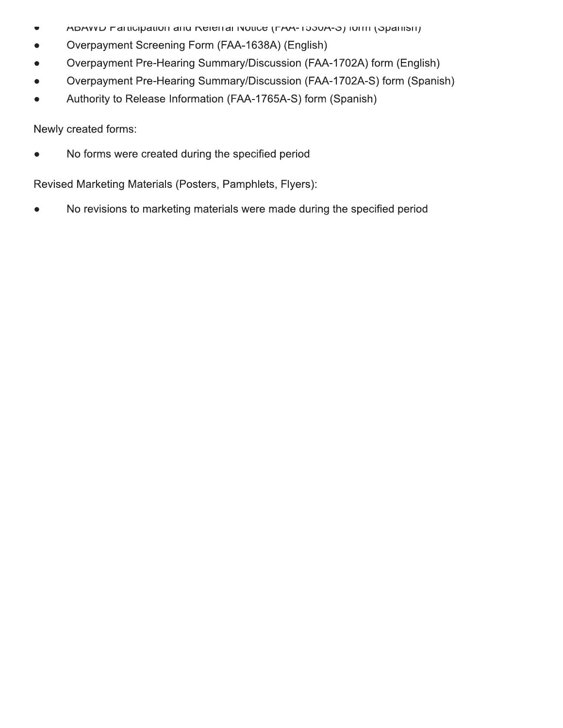- ABAWD Participation and Referral Notice (FAA-1530A-S) form (Spanish)
- Overpayment Screening Form (FAA-1638A) (English)
- Overpayment Pre-Hearing Summary/Discussion (FAA-1702A) form (English)
- Overpayment Pre-Hearing Summary/Discussion (FAA-1702A-S) form (Spanish)
- Authority to Release Information (FAA-1765A-S) form (Spanish)

Newly created forms:

- No forms were created during the specified period

Revised Marketing Materials (Posters, Pamphlets, Flyers):

- No revisions to marketing materials were made during the specified period